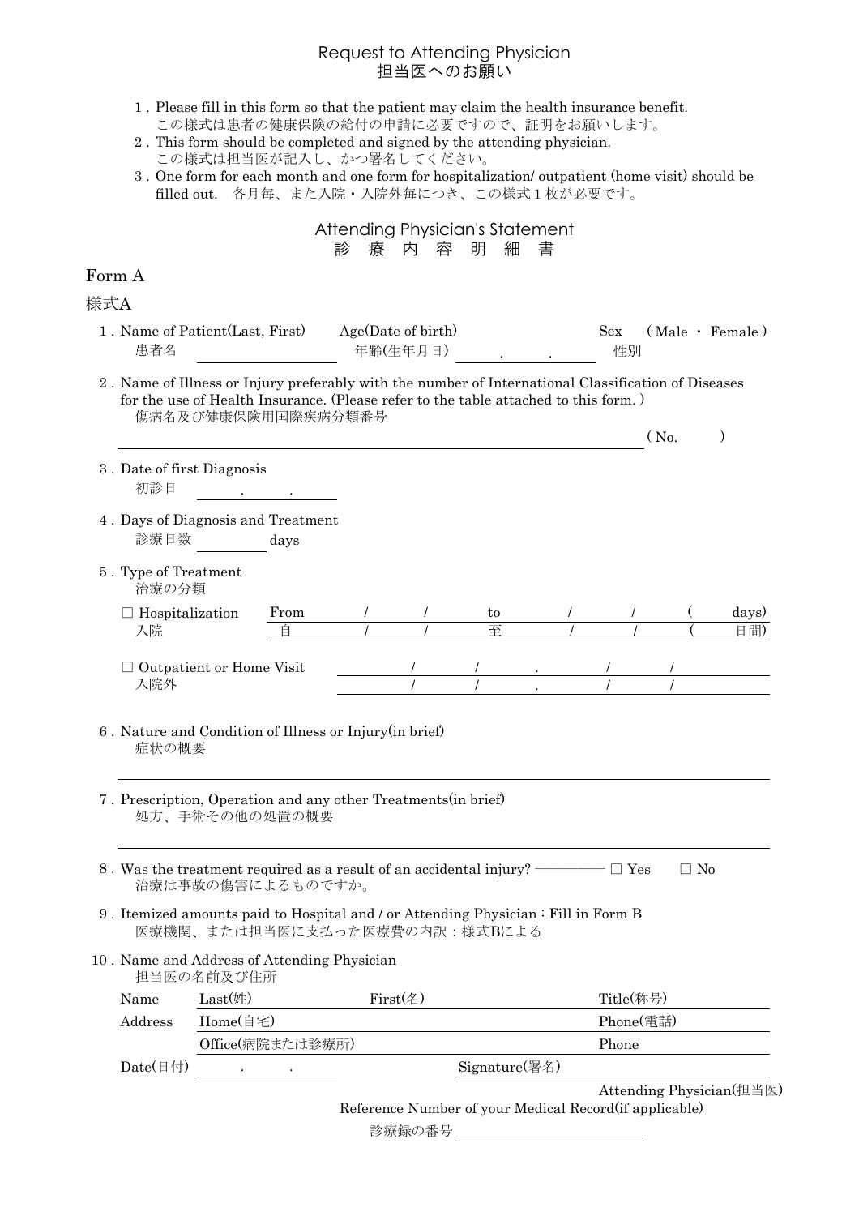# Request to Attending Physician
# 担当医へのお願い

1. Please fill in this form so that the patient may claim the health insurance benefit.
   この様式は患者の健康保険の給付の申請に必要ですので、証明をお願いします。
2. This form should be completed and signed by the attending physician.
   この様式は担当医が記入し、かつ署名してください。
3. One form for each month and one form for hospitalization/ outpatient (home visit) should be filled out.　各月毎、また入院・入院外毎につき、この様式１枚が必要です。

## Attending Physician's Statement
## 診 療 内 容 明 細 書

### Form A

### 様式A

1. Name of Patient(Last, First) 患者名 ________　Age(Date of birth) 年齢(生年月日) ___ . ___ . ___　Sex 性別 ( Male ・ Female )

2. Name of Illness or Injury preferably with the number of International Classification of Diseases for the use of Health Insurance. (Please refer to the table attached to this form. )
   傷病名及び健康保険用国際疾病分類番号
   ____________________ ( No.　　)

3. Date of first Diagnosis
   初診日 ___ . ___ . ___

4. Days of Diagnosis and Treatment
   診療日数 ______ days

5. Type of Treatment
   治療の分類

   ☐ Hospitalization 入院　From 自 　/　/　 to 至 　/　/　 (　　days) (　　日間)

   ☐ Outpatient or Home Visit 入院外
   　/　/　 .　/　/
   　/　/　 .　/　/

6. Nature and Condition of Illness or Injury(in brief)
   症状の概要
   ____________________

7. Prescription, Operation and any other Treatments(in brief)
   処方、手術その他の処置の概要
   ____________________

8. Was the treatment required as a result of an accidental injury? ———— ☐ Yes　☐ No
   治療は事故の傷害によるものですか。

9. Itemized amounts paid to Hospital and / or Attending Physician : Fill in Form B
   医療機関、または担当医に支払った医療費の内訳：様式Bによる

10. Name and Address of Attending Physician
    担当医の名前及び住所

| | | | |
|---|---|---|---|
| Name | Last(姓) | First(名) | Title(称号) |
| Address | Home(自宅) | | Phone(電話) |
| | Office(病院または診療所) | | Phone |
| Date(日付) | . . | Signature(署名) | |

Attending Physician(担当医)

Reference Number of your Medical Record(if applicable)

診療録の番号 ____________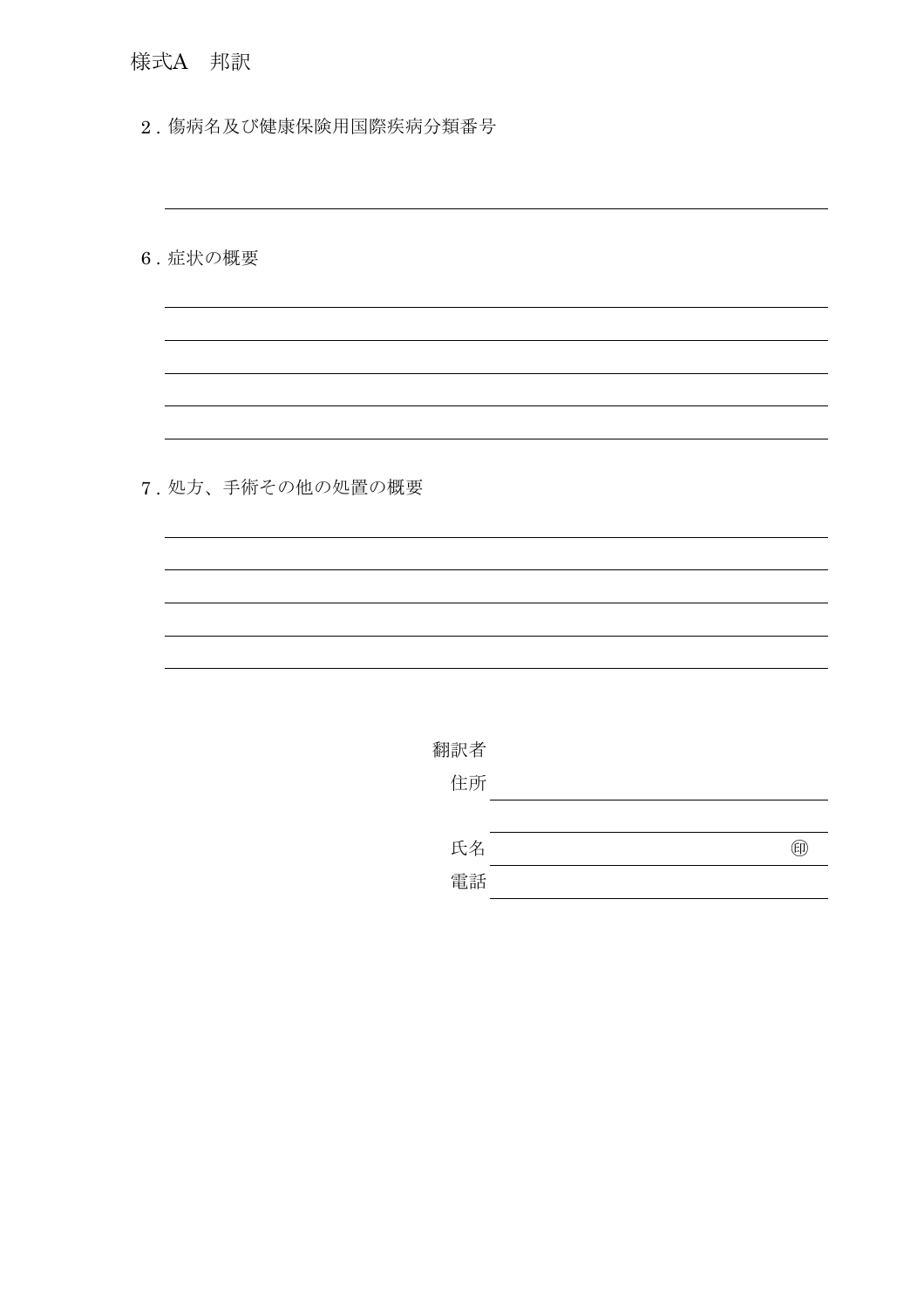様式A　邦訳

２．傷病名及び健康保険用国際疾病分類番号

６．症状の概要

７．処方、手術その他の処置の概要

翻訳者

住所

氏名　　　　　　　　　　　　　　　　㊞

電話